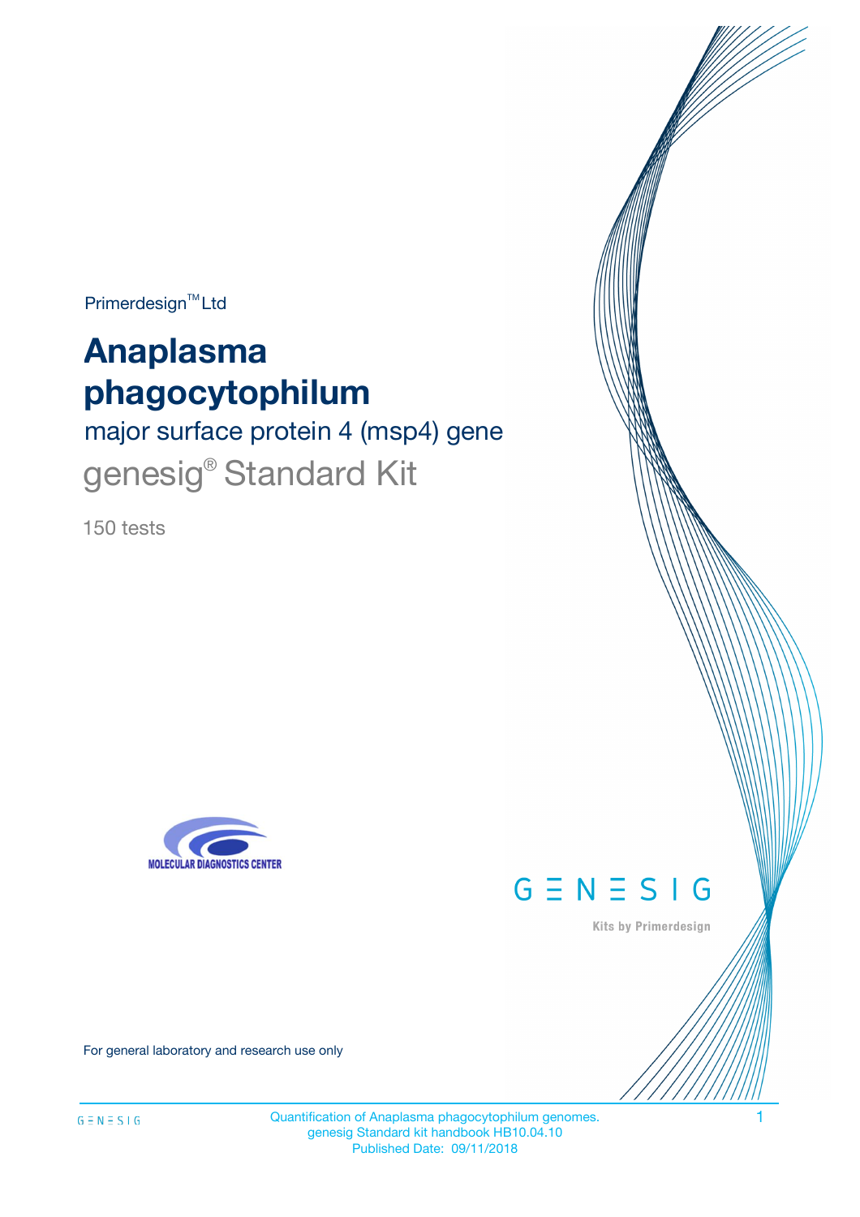Primerdesign™ Ltd

# Anaplasma phagocytophilum

## major surface protein 4 (msp4) gene

## genesig® Standard Kit

150 tests

MOLECULAR DIAGNOSTICS CENTER

GENESIG

Kits by Primerdesign

For general laboratory and research use only

Quantification of Anaplasma phagocytophilum genomes.
genesig Standard kit handbook HB10.04.10
Published Date: 09/11/2018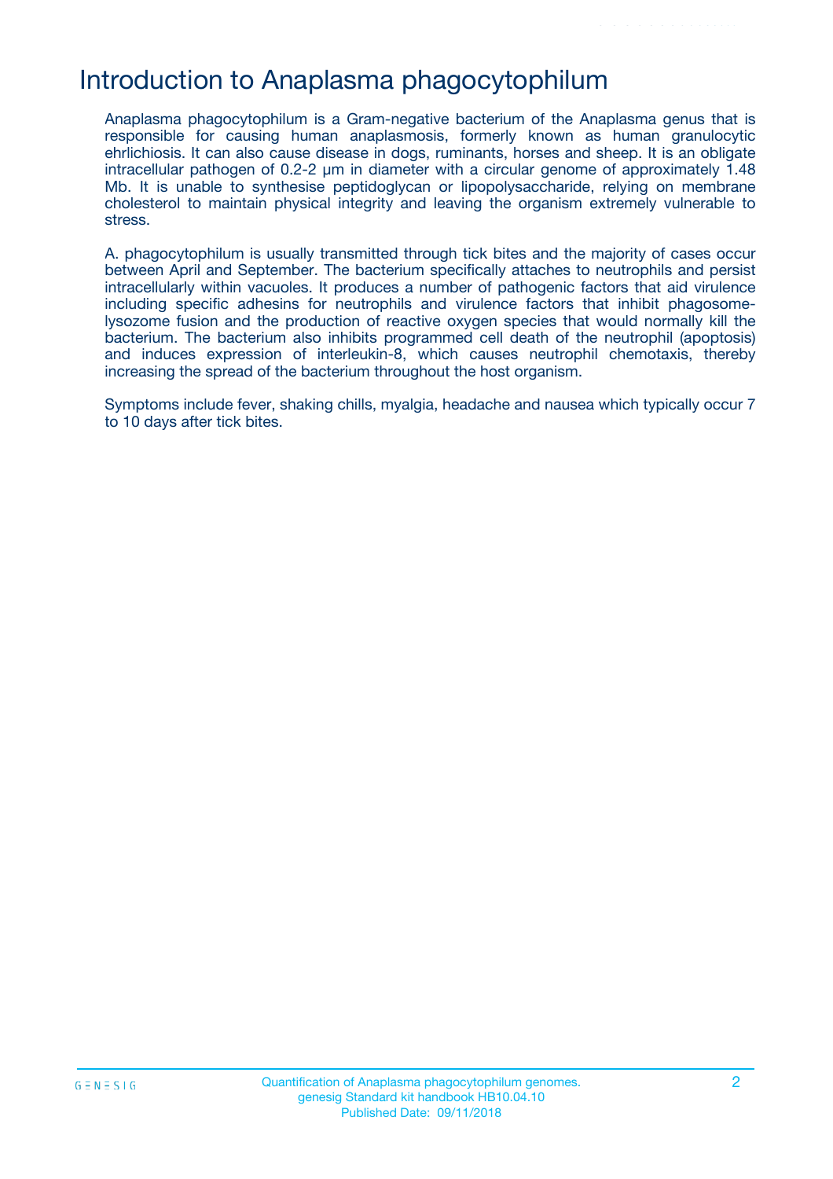# Introduction to Anaplasma phagocytophilum

Anaplasma phagocytophilum is a Gram-negative bacterium of the Anaplasma genus that is responsible for causing human anaplasmosis, formerly known as human granulocytic ehrlichiosis. It can also cause disease in dogs, ruminants, horses and sheep. It is an obligate intracellular pathogen of 0.2-2 µm in diameter with a circular genome of approximately 1.48 Mb. It is unable to synthesise peptidoglycan or lipopolysaccharide, relying on membrane cholesterol to maintain physical integrity and leaving the organism extremely vulnerable to stress.

A. phagocytophilum is usually transmitted through tick bites and the majority of cases occur between April and September. The bacterium specifically attaches to neutrophils and persist intracellularly within vacuoles. It produces a number of pathogenic factors that aid virulence including specific adhesins for neutrophils and virulence factors that inhibit phagosome-lysozome fusion and the production of reactive oxygen species that would normally kill the bacterium. The bacterium also inhibits programmed cell death of the neutrophil (apoptosis) and induces expression of interleukin-8, which causes neutrophil chemotaxis, thereby increasing the spread of the bacterium throughout the host organism.

Symptoms include fever, shaking chills, myalgia, headache and nausea which typically occur 7 to 10 days after tick bites.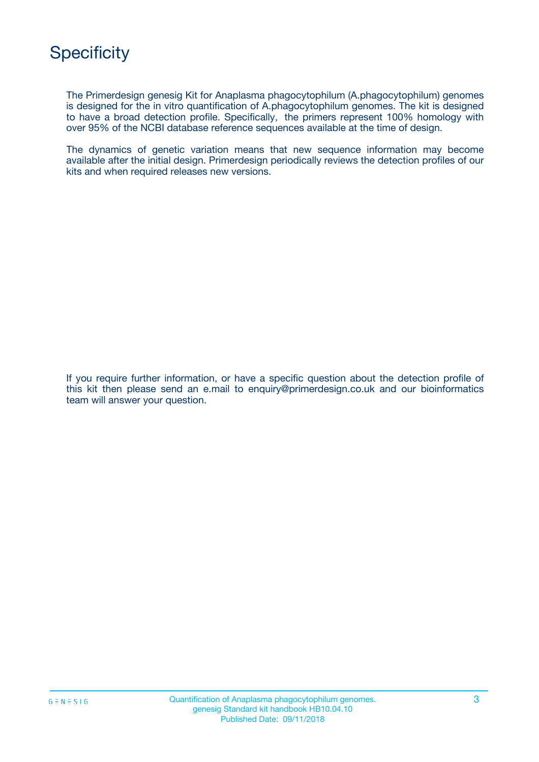# Specificity

The Primerdesign genesig Kit for Anaplasma phagocytophilum (A.phagocytophilum) genomes is designed for the in vitro quantification of A.phagocytophilum genomes. The kit is designed to have a broad detection profile. Specifically, the primers represent 100% homology with over 95% of the NCBI database reference sequences available at the time of design.

The dynamics of genetic variation means that new sequence information may become available after the initial design. Primerdesign periodically reviews the detection profiles of our kits and when required releases new versions.

If you require further information, or have a specific question about the detection profile of this kit then please send an e.mail to enquiry@primerdesign.co.uk and our bioinformatics team will answer your question.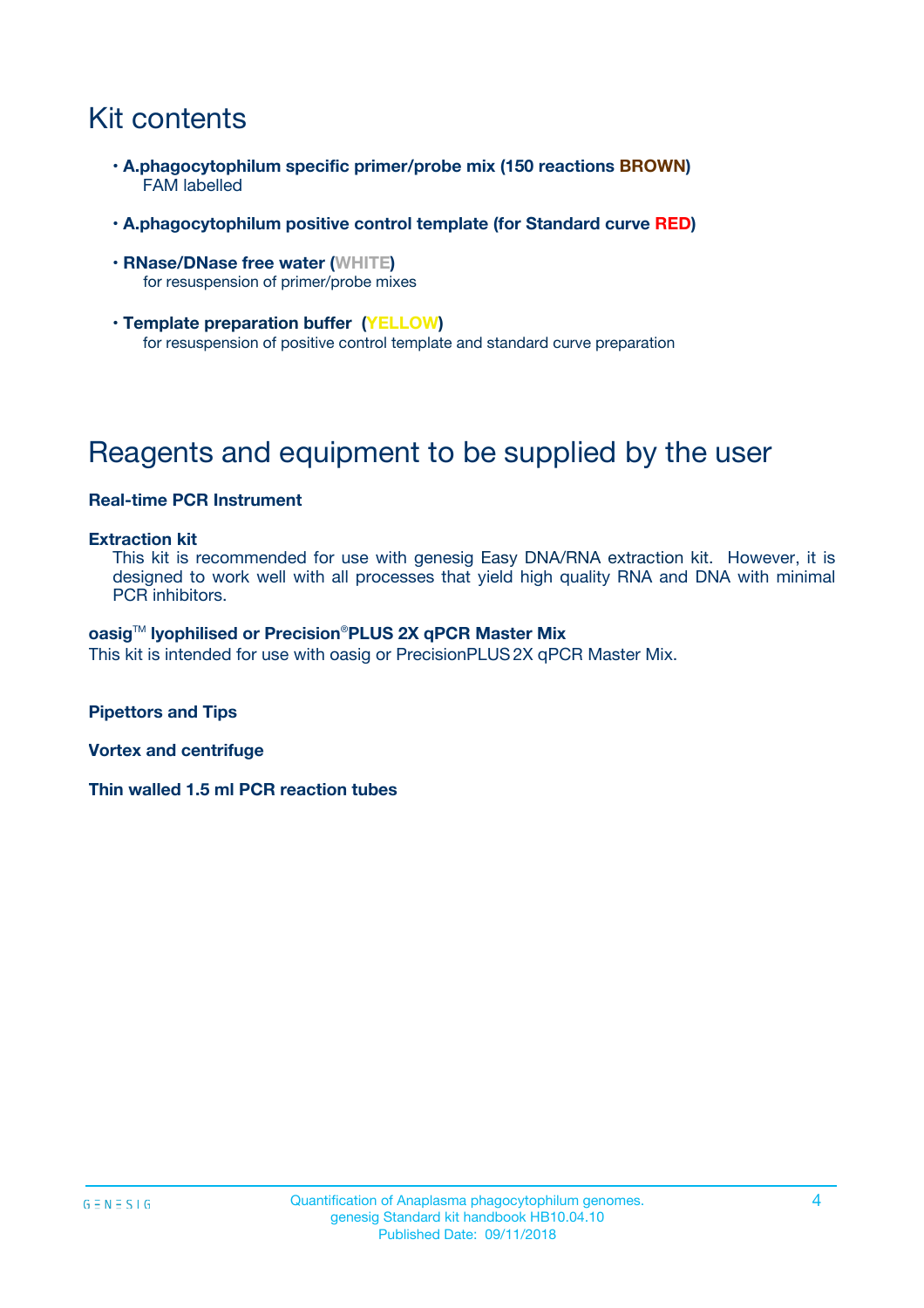# Kit contents

- **A.phagocytophilum specific primer/probe mix (150 reactions BROWN)**
  FAM labelled
- **A.phagocytophilum positive control template (for Standard curve RED)**
- **RNase/DNase free water (WHITE)**
  for resuspension of primer/probe mixes
- **Template preparation buffer (YELLOW)**
  for resuspension of positive control template and standard curve preparation

# Reagents and equipment to be supplied by the user

**Real-time PCR Instrument**

**Extraction kit**
This kit is recommended for use with genesig Easy DNA/RNA extraction kit. However, it is designed to work well with all processes that yield high quality RNA and DNA with minimal PCR inhibitors.

**oasig™ lyophilised or Precision®PLUS 2X qPCR Master Mix**
This kit is intended for use with oasig or PrecisionPLUS 2X qPCR Master Mix.

**Pipettors and Tips**

**Vortex and centrifuge**

**Thin walled 1.5 ml PCR reaction tubes**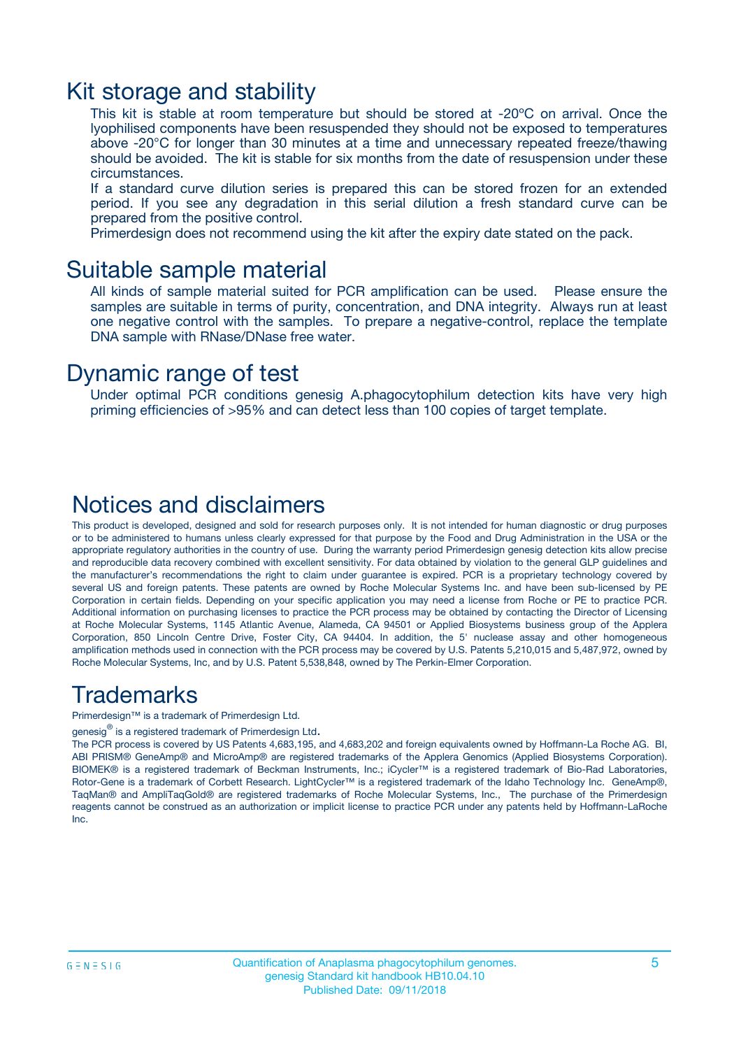# Kit storage and stability

This kit is stable at room temperature but should be stored at -20ºC on arrival. Once the lyophilised components have been resuspended they should not be exposed to temperatures above -20°C for longer than 30 minutes at a time and unnecessary repeated freeze/thawing should be avoided. The kit is stable for six months from the date of resuspension under these circumstances.

If a standard curve dilution series is prepared this can be stored frozen for an extended period. If you see any degradation in this serial dilution a fresh standard curve can be prepared from the positive control.

Primerdesign does not recommend using the kit after the expiry date stated on the pack.

# Suitable sample material

All kinds of sample material suited for PCR amplification can be used. Please ensure the samples are suitable in terms of purity, concentration, and DNA integrity. Always run at least one negative control with the samples. To prepare a negative-control, replace the template DNA sample with RNase/DNase free water.

# Dynamic range of test

Under optimal PCR conditions genesig A.phagocytophilum detection kits have very high priming efficiencies of >95% and can detect less than 100 copies of target template.

# Notices and disclaimers

This product is developed, designed and sold for research purposes only. It is not intended for human diagnostic or drug purposes or to be administered to humans unless clearly expressed for that purpose by the Food and Drug Administration in the USA or the appropriate regulatory authorities in the country of use. During the warranty period Primerdesign genesig detection kits allow precise and reproducible data recovery combined with excellent sensitivity. For data obtained by violation to the general GLP guidelines and the manufacturer's recommendations the right to claim under guarantee is expired. PCR is a proprietary technology covered by several US and foreign patents. These patents are owned by Roche Molecular Systems Inc. and have been sub-licensed by PE Corporation in certain fields. Depending on your specific application you may need a license from Roche or PE to practice PCR. Additional information on purchasing licenses to practice the PCR process may be obtained by contacting the Director of Licensing at Roche Molecular Systems, 1145 Atlantic Avenue, Alameda, CA 94501 or Applied Biosystems business group of the Applera Corporation, 850 Lincoln Centre Drive, Foster City, CA 94404. In addition, the 5' nuclease assay and other homogeneous amplification methods used in connection with the PCR process may be covered by U.S. Patents 5,210,015 and 5,487,972, owned by Roche Molecular Systems, Inc, and by U.S. Patent 5,538,848, owned by The Perkin-Elmer Corporation.

# Trademarks

Primerdesign™ is a trademark of Primerdesign Ltd.

genesig® is a registered trademark of Primerdesign Ltd.

The PCR process is covered by US Patents 4,683,195, and 4,683,202 and foreign equivalents owned by Hoffmann-La Roche AG. BI, ABI PRISM® GeneAmp® and MicroAmp® are registered trademarks of the Applera Genomics (Applied Biosystems Corporation). BIOMEK® is a registered trademark of Beckman Instruments, Inc.; iCycler™ is a registered trademark of Bio-Rad Laboratories, Rotor-Gene is a trademark of Corbett Research. LightCycler™ is a registered trademark of the Idaho Technology Inc. GeneAmp®, TaqMan® and AmpliTaqGold® are registered trademarks of Roche Molecular Systems, Inc., The purchase of the Primerdesign reagents cannot be construed as an authorization or implicit license to practice PCR under any patents held by Hoffmann-LaRoche Inc.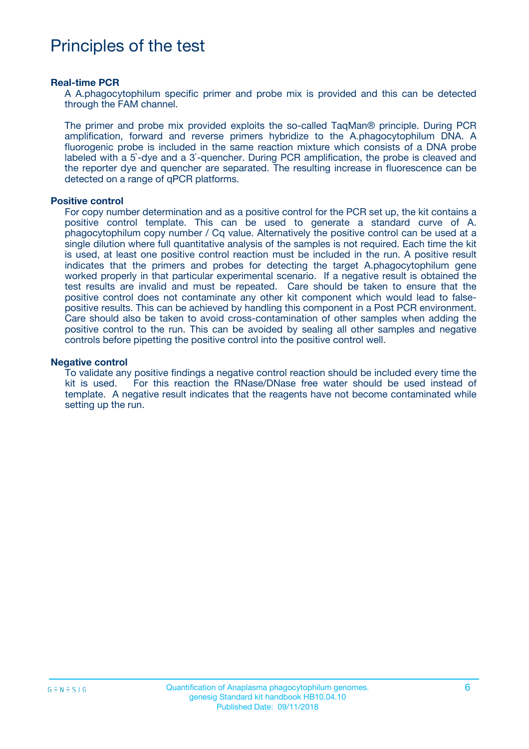# Principles of the test

**Real-time PCR**

A A.phagocytophilum specific primer and probe mix is provided and this can be detected through the FAM channel.

The primer and probe mix provided exploits the so-called TaqMan® principle. During PCR amplification, forward and reverse primers hybridize to the A.phagocytophilum DNA. A fluorogenic probe is included in the same reaction mixture which consists of a DNA probe labeled with a 5`-dye and a 3`-quencher. During PCR amplification, the probe is cleaved and the reporter dye and quencher are separated. The resulting increase in fluorescence can be detected on a range of qPCR platforms.

**Positive control**

For copy number determination and as a positive control for the PCR set up, the kit contains a positive control template. This can be used to generate a standard curve of A. phagocytophilum copy number / Cq value. Alternatively the positive control can be used at a single dilution where full quantitative analysis of the samples is not required. Each time the kit is used, at least one positive control reaction must be included in the run. A positive result indicates that the primers and probes for detecting the target A.phagocytophilum gene worked properly in that particular experimental scenario. If a negative result is obtained the test results are invalid and must be repeated. Care should be taken to ensure that the positive control does not contaminate any other kit component which would lead to false-positive results. This can be achieved by handling this component in a Post PCR environment. Care should also be taken to avoid cross-contamination of other samples when adding the positive control to the run. This can be avoided by sealing all other samples and negative controls before pipetting the positive control into the positive control well.

**Negative control**

To validate any positive findings a negative control reaction should be included every time the kit is used. For this reaction the RNase/DNase free water should be used instead of template. A negative result indicates that the reagents have not become contaminated while setting up the run.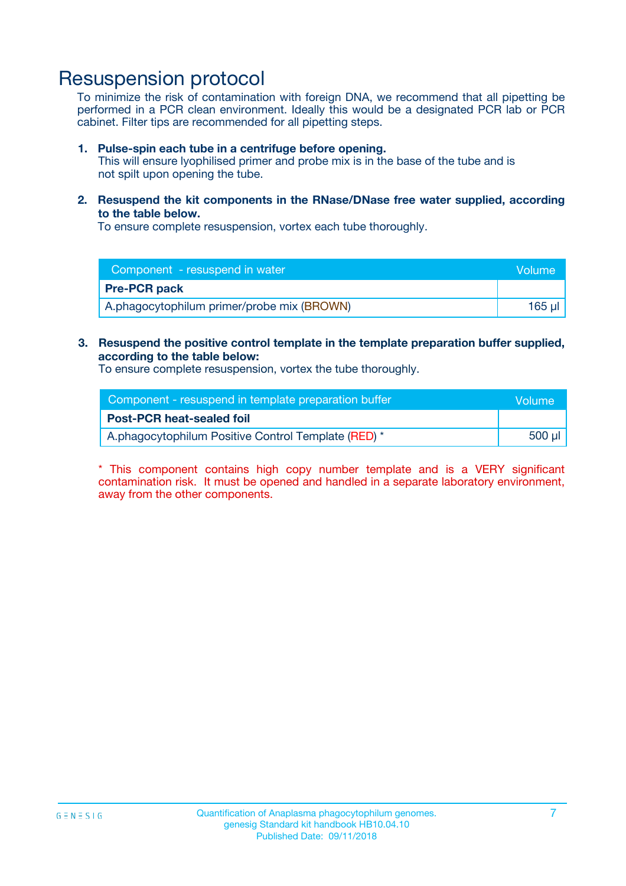# Resuspension protocol

To minimize the risk of contamination with foreign DNA, we recommend that all pipetting be performed in a PCR clean environment. Ideally this would be a designated PCR lab or PCR cabinet. Filter tips are recommended for all pipetting steps.

1. **Pulse-spin each tube in a centrifuge before opening.**
   This will ensure lyophilised primer and probe mix is in the base of the tube and is not spilt upon opening the tube.

2. **Resuspend the kit components in the RNase/DNase free water supplied, according to the table below.**
   To ensure complete resuspension, vortex each tube thoroughly.

| Component - resuspend in water | Volume |
|---|---|
| **Pre-PCR pack** | |
| A.phagocytophilum primer/probe mix (BROWN) | 165 µl |

3. **Resuspend the positive control template in the template preparation buffer supplied, according to the table below:**
   To ensure complete resuspension, vortex the tube thoroughly.

| Component - resuspend in template preparation buffer | Volume |
|---|---|
| **Post-PCR heat-sealed foil** | |
| A.phagocytophilum Positive Control Template (RED) * | 500 µl |

* This component contains high copy number template and is a VERY significant contamination risk. It must be opened and handled in a separate laboratory environment, away from the other components.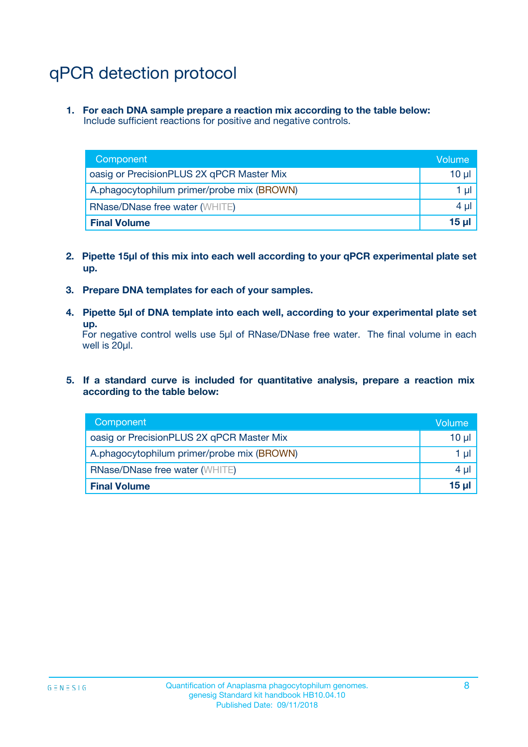# qPCR detection protocol

1. **For each DNA sample prepare a reaction mix according to the table below:**
   Include sufficient reactions for positive and negative controls.

| Component | Volume |
|---|---|
| oasig or PrecisionPLUS 2X qPCR Master Mix | 10 µl |
| A.phagocytophilum primer/probe mix (BROWN) | 1 µl |
| RNase/DNase free water (WHITE) | 4 µl |
| **Final Volume** | **15 µl** |

2. **Pipette 15µl of this mix into each well according to your qPCR experimental plate set up.**

3. **Prepare DNA templates for each of your samples.**

4. **Pipette 5µl of DNA template into each well, according to your experimental plate set up.**
   For negative control wells use 5µl of RNase/DNase free water. The final volume in each well is 20µl.

5. **If a standard curve is included for quantitative analysis, prepare a reaction mix according to the table below:**

| Component | Volume |
|---|---|
| oasig or PrecisionPLUS 2X qPCR Master Mix | 10 µl |
| A.phagocytophilum primer/probe mix (BROWN) | 1 µl |
| RNase/DNase free water (WHITE) | 4 µl |
| **Final Volume** | **15 µl** |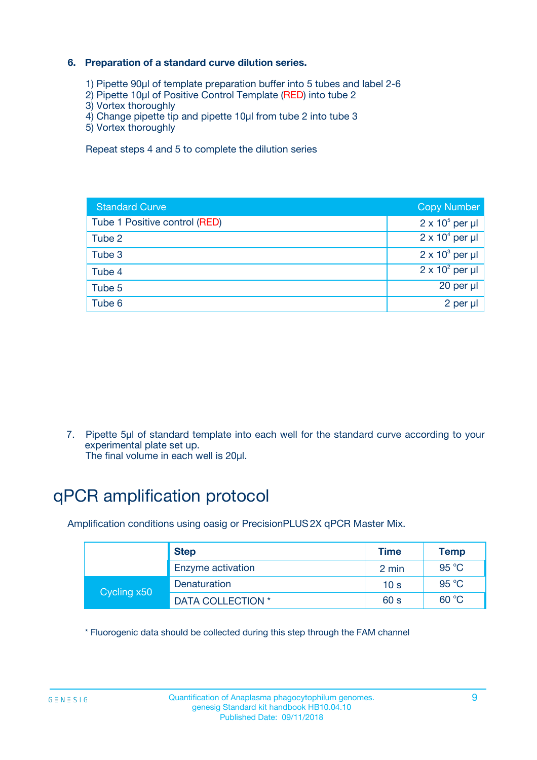### 6. Preparation of a standard curve dilution series.

1) Pipette 90µl of template preparation buffer into 5 tubes and label 2-6
2) Pipette 10µl of Positive Control Template (RED) into tube 2
3) Vortex thoroughly
4) Change pipette tip and pipette 10µl from tube 2 into tube 3
5) Vortex thoroughly

Repeat steps 4 and 5 to complete the dilution series

| Standard Curve | Copy Number |
|---|---|
| Tube 1 Positive control (RED) | $2 \times 10^5$ per µl |
| Tube 2 | $2 \times 10^4$ per µl |
| Tube 3 | $2 \times 10^3$ per µl |
| Tube 4 | $2 \times 10^2$ per µl |
| Tube 5 | 20 per µl |
| Tube 6 | 2 per µl |

7. Pipette 5µl of standard template into each well for the standard curve according to your experimental plate set up.
The final volume in each well is 20µl.

# qPCR amplification protocol

Amplification conditions using oasig or PrecisionPLUS 2X qPCR Master Mix.

| | Step | Time | Temp |
|---|---|---|---|
| | Enzyme activation | 2 min | 95 °C |
| Cycling x50 | Denaturation | 10 s | 95 °C |
| | DATA COLLECTION * | 60 s | 60 °C |

* Fluorogenic data should be collected during this step through the FAM channel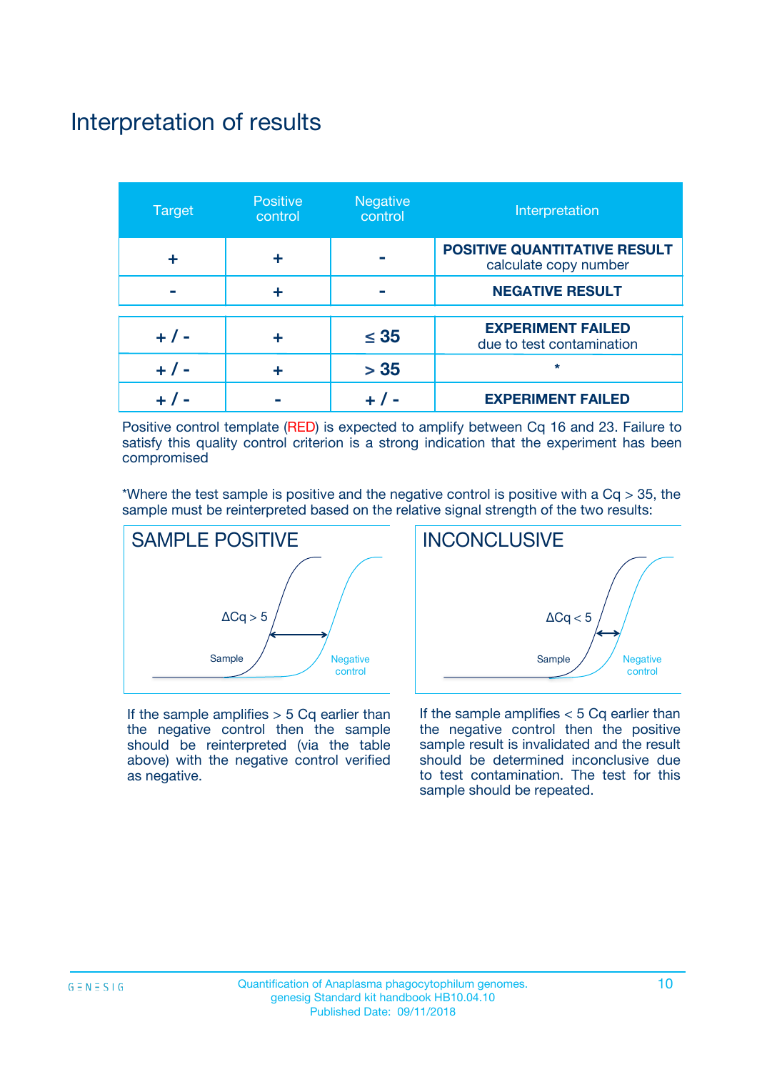# Interpretation of results

| Target | Positive control | Negative control | Interpretation |
|---|---|---|---|
| + | + | - | **POSITIVE QUANTITATIVE RESULT** calculate copy number |
| - | + | - | **NEGATIVE RESULT** |
| + / - | + | ≤ 35 | **EXPERIMENT FAILED** due to test contamination |
| + / - | + | > 35 | * |
| + / - | - | + / - | **EXPERIMENT FAILED** |

Positive control template (RED) is expected to amplify between Cq 16 and 23. Failure to satisfy this quality control criterion is a strong indication that the experiment has been compromised

*Where the test sample is positive and the negative control is positive with a Cq > 35, the sample must be reinterpreted based on the relative signal strength of the two results:

SAMPLE POSITIVE

ΔCq > 5

Sample

Negative control

If the sample amplifies > 5 Cq earlier than the negative control then the sample should be reinterpreted (via the table above) with the negative control verified as negative.

INCONCLUSIVE

ΔCq < 5

Sample

Negative control

If the sample amplifies < 5 Cq earlier than the negative control then the positive sample result is invalidated and the result should be determined inconclusive due to test contamination. The test for this sample should be repeated.